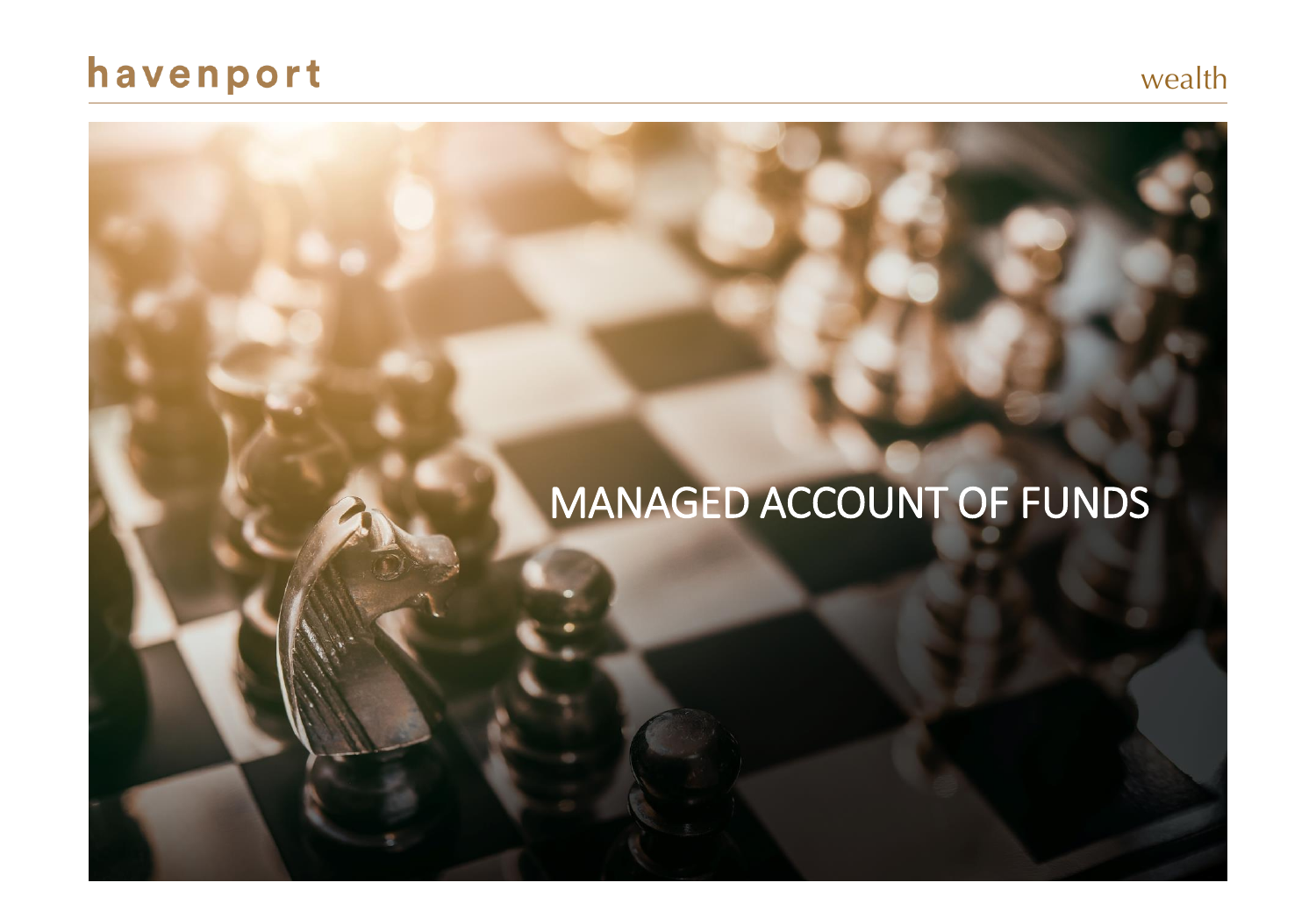havenport

wealth

# MANAGED ACCOUNT OF FUNDS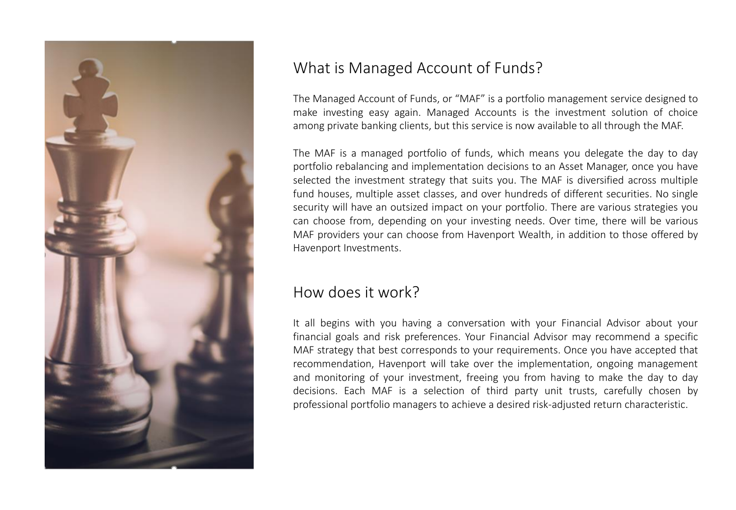## What is Managed Account of Funds?

The Managed Account of Funds, or “MAF” is a portfolio management service designed to make investing easy again. Managed Accounts is the investment solution of choice among private banking clients, but this service is now available to all through the MAF.

The MAF is a managed portfolio of funds, which means you delegate the day to day portfolio rebalancing and implementation decisions to an Asset Manager, once you have selected the investment strategy that suits you. The MAF is diversified across multiple fund houses, multiple asset classes, and over hundreds of different securities. No single security will have an outsized impact on your portfolio. There are various strategies you can choose from, depending on your investing needs. Over time, there will be various MAF providers your can choose from Havenport Wealth, in addition to those offered by Havenport Investments.

## How does it work?

It all begins with you having a conversation with your Financial Advisor about your financial goals and risk preferences. Your Financial Advisor may recommend a specific MAF strategy that best corresponds to your requirements. Once you have accepted that recommendation, Havenport will take over the implementation, ongoing management and monitoring of your investment, freeing you from having to make the day to day decisions. Each MAF is a selection of third party unit trusts, carefully chosen by professional portfolio managers to achieve a desired risk-adjusted return characteristic.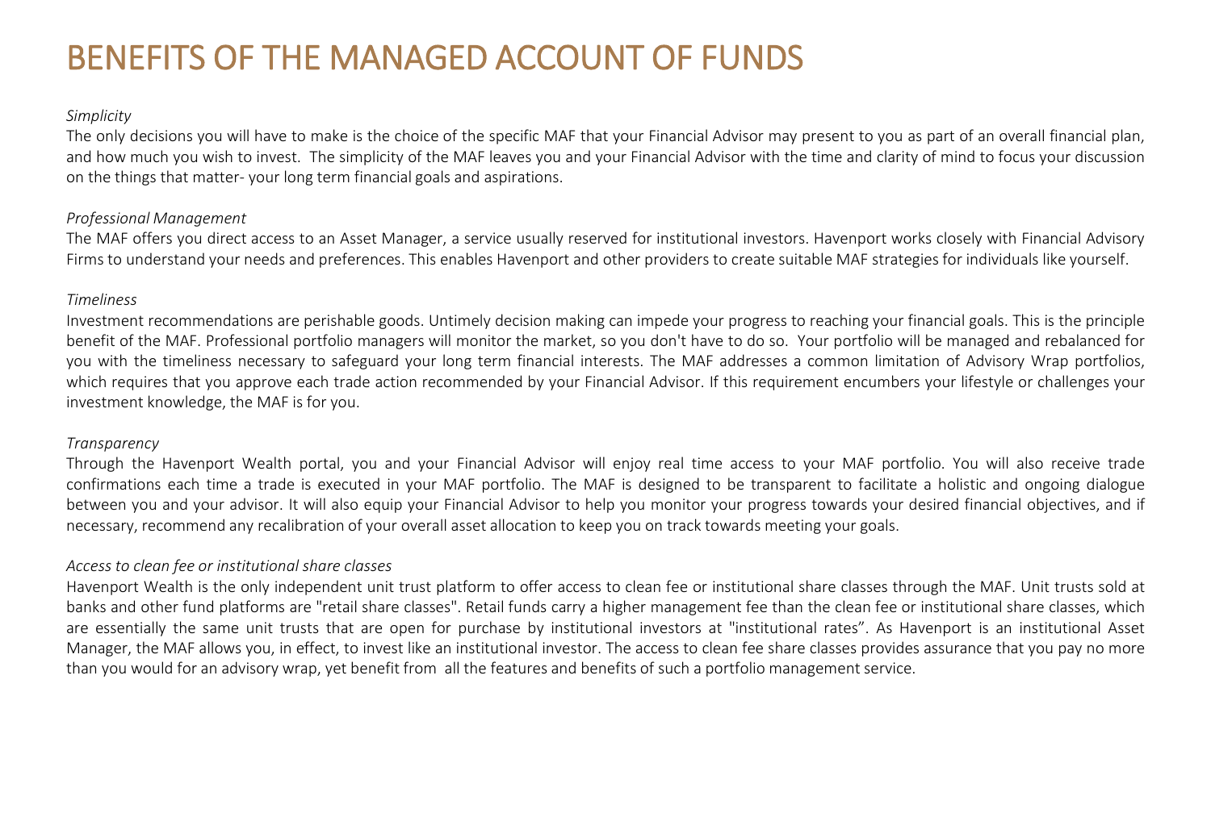# BENEFITS OF THE MANAGED ACCOUNT OF FUNDS

*Simplicity*

The only decisions you will have to make is the choice of the specific MAF that your Financial Advisor may present to you as part of an overall financial plan, and how much you wish to invest. The simplicity of the MAF leaves you and your Financial Advisor with the time and clarity of mind to focus your discussion on the things that matter- your long term financial goals and aspirations.

*Professional Management*

The MAF offers you direct access to an Asset Manager, a service usually reserved for institutional investors. Havenport works closely with Financial Advisory Firms to understand your needs and preferences. This enables Havenport and other providers to create suitable MAF strategies for individuals like yourself.

*Timeliness*

Investment recommendations are perishable goods. Untimely decision making can impede your progress to reaching your financial goals. This is the principle benefit of the MAF. Professional portfolio managers will monitor the market, so you don't have to do so. Your portfolio will be managed and rebalanced for you with the timeliness necessary to safeguard your long term financial interests. The MAF addresses a common limitation of Advisory Wrap portfolios, which requires that you approve each trade action recommended by your Financial Advisor. If this requirement encumbers your lifestyle or challenges your investment knowledge, the MAF is for you.

*Transparency*

Through the Havenport Wealth portal, you and your Financial Advisor will enjoy real time access to your MAF portfolio. You will also receive trade confirmations each time a trade is executed in your MAF portfolio. The MAF is designed to be transparent to facilitate a holistic and ongoing dialogue between you and your advisor. It will also equip your Financial Advisor to help you monitor your progress towards your desired financial objectives, and if necessary, recommend any recalibration of your overall asset allocation to keep you on track towards meeting your goals.

*Access to clean fee or institutional share classes*

Havenport Wealth is the only independent unit trust platform to offer access to clean fee or institutional share classes through the MAF. Unit trusts sold at banks and other fund platforms are "retail share classes". Retail funds carry a higher management fee than the clean fee or institutional share classes, which are essentially the same unit trusts that are open for purchase by institutional investors at "institutional rates”. As Havenport is an institutional Asset Manager, the MAF allows you, in effect, to invest like an institutional investor. The access to clean fee share classes provides assurance that you pay no more than you would for an advisory wrap, yet benefit from all the features and benefits of such a portfolio management service.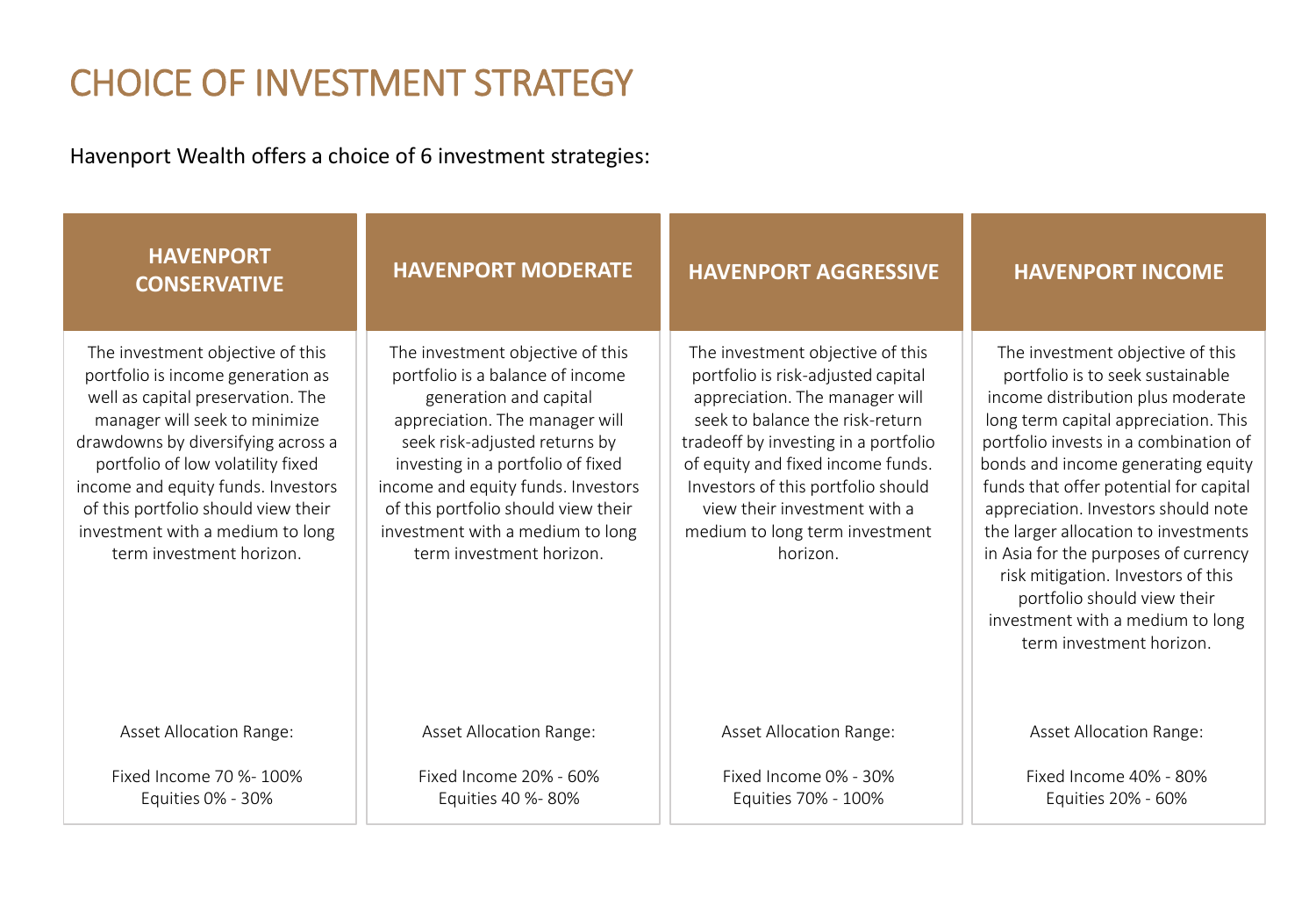# CHOICE OF INVESTMENT STRATEGY

Havenport Wealth offers a choice of 6 investment strategies:

## HAVENPORT CONSERVATIVE

The investment objective of this portfolio is income generation as well as capital preservation. The manager will seek to minimize drawdowns by diversifying across a portfolio of low volatility fixed income and equity funds. Investors of this portfolio should view their investment with a medium to long term investment horizon.

Asset Allocation Range:

Fixed Income 70 %- 100%
Equities 0% - 30%

## HAVENPORT MODERATE

The investment objective of this portfolio is a balance of income generation and capital appreciation. The manager will seek risk-adjusted returns by investing in a portfolio of fixed income and equity funds. Investors of this portfolio should view their investment with a medium to long term investment horizon.

Asset Allocation Range:

Fixed Income 20% - 60%
Equities 40 %- 80%

## HAVENPORT AGGRESSIVE

The investment objective of this portfolio is risk-adjusted capital appreciation. The manager will seek to balance the risk-return tradeoff by investing in a portfolio of equity and fixed income funds. Investors of this portfolio should view their investment with a medium to long term investment horizon.

Asset Allocation Range:

Fixed Income 0% - 30%
Equities 70% - 100%

## HAVENPORT INCOME

The investment objective of this portfolio is to seek sustainable income distribution plus moderate long term capital appreciation. This portfolio invests in a combination of bonds and income generating equity funds that offer potential for capital appreciation. Investors should note the larger allocation to investments in Asia for the purposes of currency risk mitigation. Investors of this portfolio should view their investment with a medium to long term investment horizon.

Asset Allocation Range:

Fixed Income 40% - 80%
Equities 20% - 60%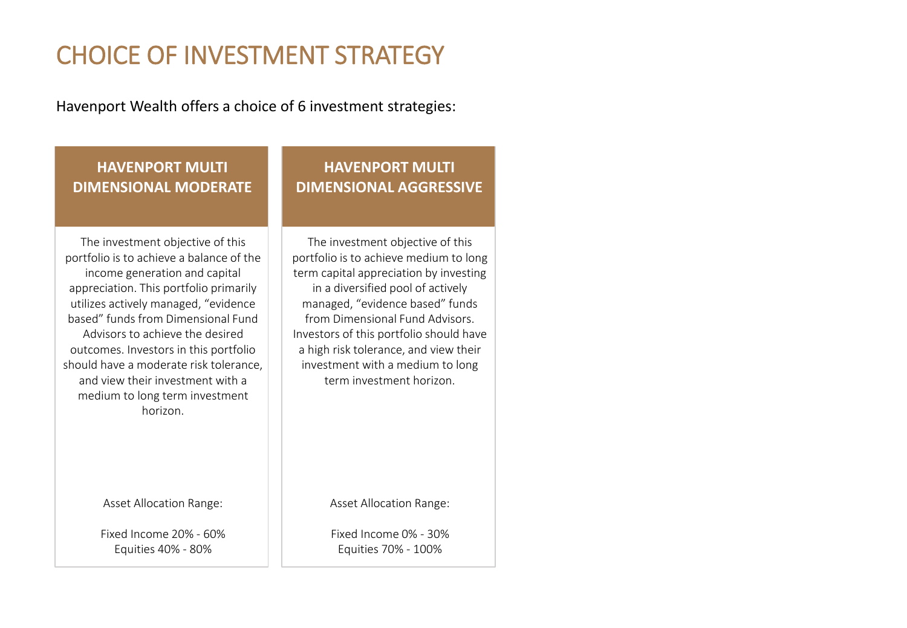# CHOICE OF INVESTMENT STRATEGY

Havenport Wealth offers a choice of 6 investment strategies:

## HAVENPORT MULTI DIMENSIONAL MODERATE

The investment objective of this portfolio is to achieve a balance of the income generation and capital appreciation. This portfolio primarily utilizes actively managed, "evidence based" funds from Dimensional Fund Advisors to achieve the desired outcomes. Investors in this portfolio should have a moderate risk tolerance, and view their investment with a medium to long term investment horizon.

Asset Allocation Range:

Fixed Income 20% - 60%
Equities 40% - 80%

## HAVENPORT MULTI DIMENSIONAL AGGRESSIVE

The investment objective of this portfolio is to achieve medium to long term capital appreciation by investing in a diversified pool of actively managed, "evidence based" funds from Dimensional Fund Advisors. Investors of this portfolio should have a high risk tolerance, and view their investment with a medium to long term investment horizon.

Asset Allocation Range:

Fixed Income 0% - 30%
Equities 70% - 100%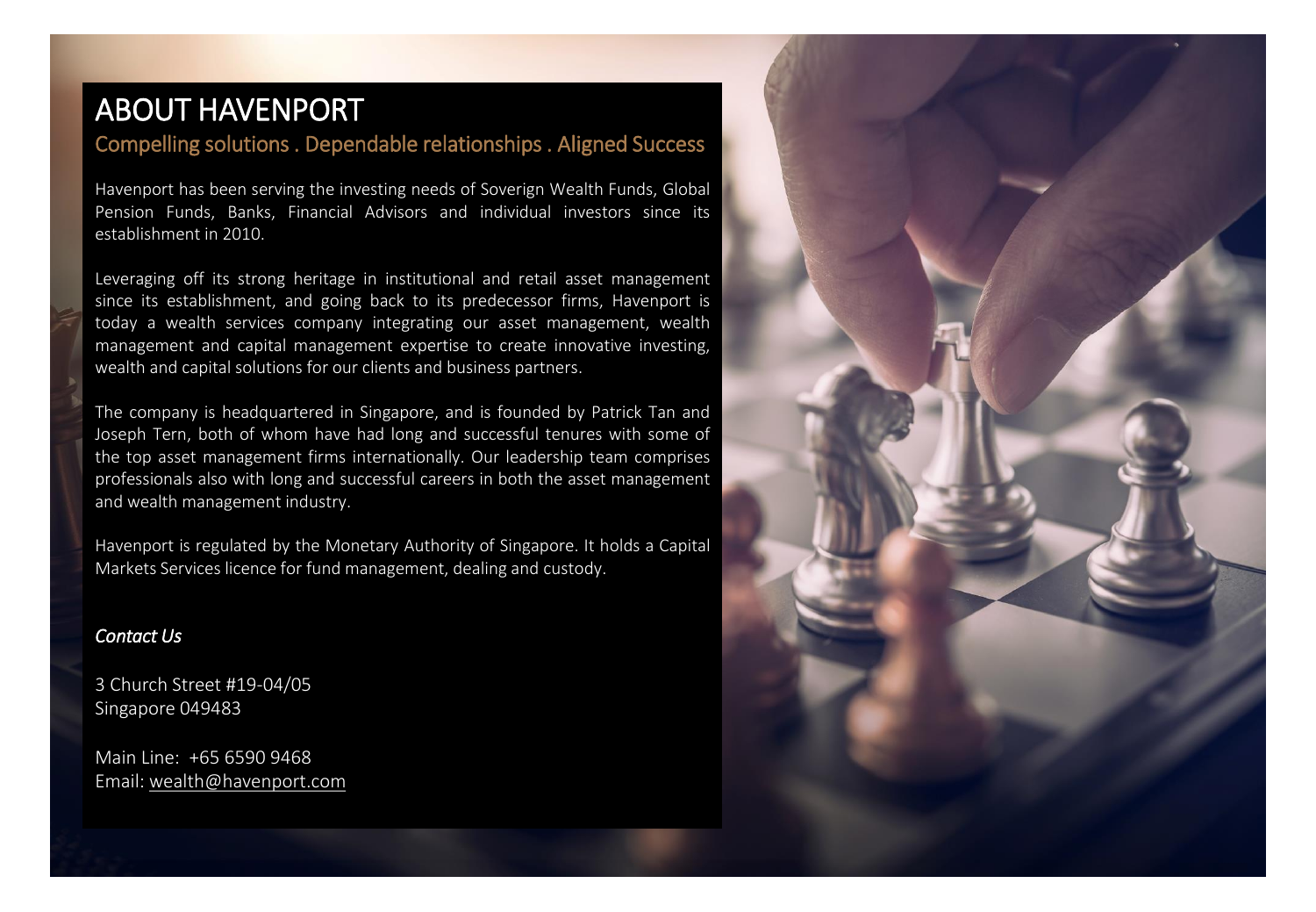# ABOUT HAVENPORT

## Compelling solutions . Dependable relationships . Aligned Success

Havenport has been serving the investing needs of Soverign Wealth Funds, Global Pension Funds, Banks, Financial Advisors and individual investors since its establishment in 2010.

Leveraging off its strong heritage in institutional and retail asset management since its establishment, and going back to its predecessor firms, Havenport is today a wealth services company integrating our asset management, wealth management and capital management expertise to create innovative investing, wealth and capital solutions for our clients and business partners.

The company is headquartered in Singapore, and is founded by Patrick Tan and Joseph Tern, both of whom have had long and successful tenures with some of the top asset management firms internationally. Our leadership team comprises professionals also with long and successful careers in both the asset management and wealth management industry.

Havenport is regulated by the Monetary Authority of Singapore. It holds a Capital Markets Services licence for fund management, dealing and custody.

*Contact Us*

3 Church Street #19-04/05
Singapore 049483

Main Line: +65 6590 9468
Email: wealth@havenport.com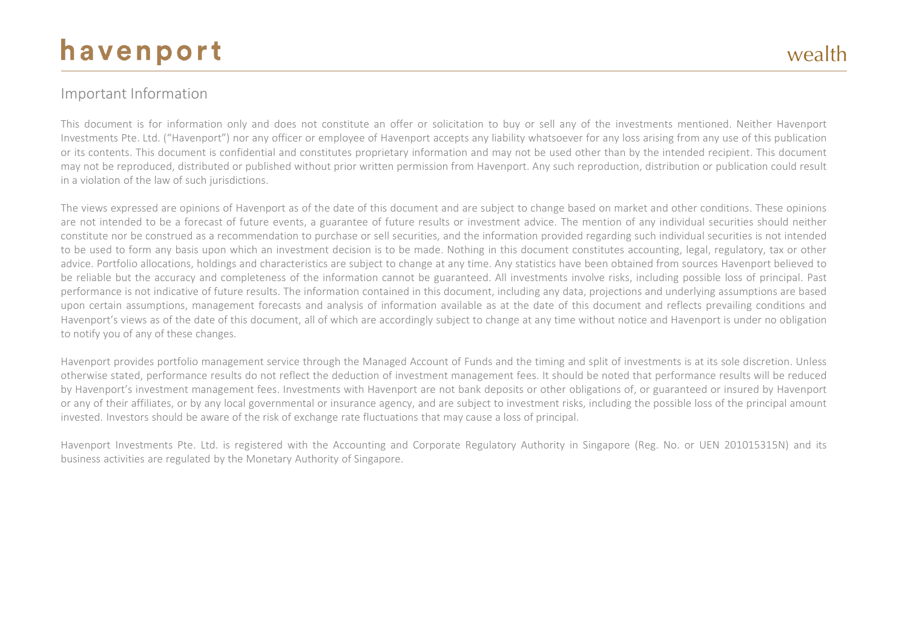## Important Information

This document is for information only and does not constitute an offer or solicitation to buy or sell any of the investments mentioned. Neither Havenport Investments Pte. Ltd. ("Havenport") nor any officer or employee of Havenport accepts any liability whatsoever for any loss arising from any use of this publication or its contents. This document is confidential and constitutes proprietary information and may not be used other than by the intended recipient. This document may not be reproduced, distributed or published without prior written permission from Havenport. Any such reproduction, distribution or publication could result in a violation of the law of such jurisdictions.

The views expressed are opinions of Havenport as of the date of this document and are subject to change based on market and other conditions. These opinions are not intended to be a forecast of future events, a guarantee of future results or investment advice. The mention of any individual securities should neither constitute nor be construed as a recommendation to purchase or sell securities, and the information provided regarding such individual securities is not intended to be used to form any basis upon which an investment decision is to be made. Nothing in this document constitutes accounting, legal, regulatory, tax or other advice. Portfolio allocations, holdings and characteristics are subject to change at any time. Any statistics have been obtained from sources Havenport believed to be reliable but the accuracy and completeness of the information cannot be guaranteed. All investments involve risks, including possible loss of principal. Past performance is not indicative of future results. The information contained in this document, including any data, projections and underlying assumptions are based upon certain assumptions, management forecasts and analysis of information available as at the date of this document and reflects prevailing conditions and Havenport's views as of the date of this document, all of which are accordingly subject to change at any time without notice and Havenport is under no obligation to notify you of any of these changes.

Havenport provides portfolio management service through the Managed Account of Funds and the timing and split of investments is at its sole discretion. Unless otherwise stated, performance results do not reflect the deduction of investment management fees. It should be noted that performance results will be reduced by Havenport's investment management fees. Investments with Havenport are not bank deposits or other obligations of, or guaranteed or insured by Havenport or any of their affiliates, or by any local governmental or insurance agency, and are subject to investment risks, including the possible loss of the principal amount invested. Investors should be aware of the risk of exchange rate fluctuations that may cause a loss of principal.

Havenport Investments Pte. Ltd. is registered with the Accounting and Corporate Regulatory Authority in Singapore (Reg. No. or UEN 201015315N) and its business activities are regulated by the Monetary Authority of Singapore.